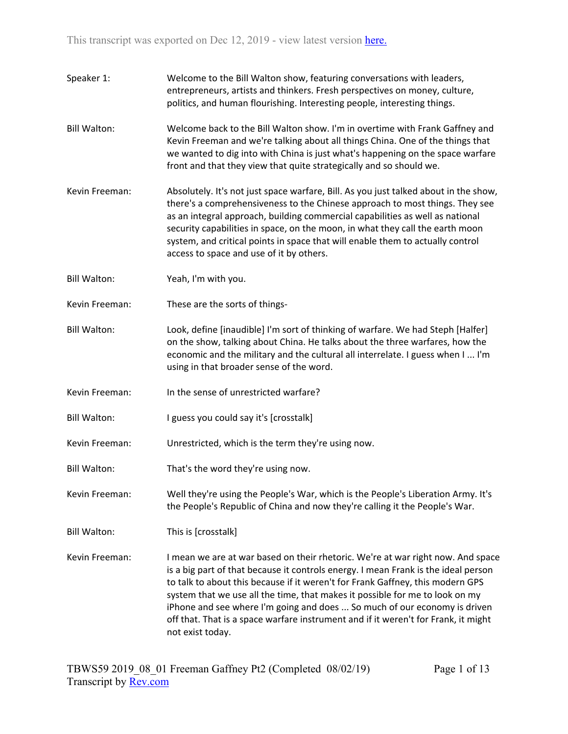Speaker 1: Welcome to the Bill Walton show, featuring conversations with leaders, entrepreneurs, artists and thinkers. Fresh perspectives on money, culture, politics, and human flourishing. Interesting people, interesting things.

Bill Walton: Welcome back to the Bill Walton show. I'm in overtime with Frank Gaffney and Kevin Freeman and we're talking about all things China. One of the things that we wanted to dig into with China is just what's happening on the space warfare front and that they view that quite strategically and so should we.

Kevin Freeman: Absolutely. It's not just space warfare, Bill. As you just talked about in the show, there's a comprehensiveness to the Chinese approach to most things. They see as an integral approach, building commercial capabilities as well as national security capabilities in space, on the moon, in what they call the earth moon system, and critical points in space that will enable them to actually control access to space and use of it by others.

Bill Walton: Yeah, I'm with you.

Kevin Freeman: These are the sorts of things-

Bill Walton: Look, define [inaudible] I'm sort of thinking of warfare. We had Steph [Halfer] on the show, talking about China. He talks about the three warfares, how the economic and the military and the cultural all interrelate. I guess when I ... I'm using in that broader sense of the word.

Kevin Freeman: In the sense of unrestricted warfare?

Bill Walton: I guess you could say it's [crosstalk]

Kevin Freeman: Unrestricted, which is the term they're using now.

Bill Walton: That's the word they're using now.

Kevin Freeman: Well they're using the People's War, which is the People's Liberation Army. It's the People's Republic of China and now they're calling it the People's War.

Bill Walton: This is [crosstalk]

Kevin Freeman: I mean we are at war based on their rhetoric. We're at war right now. And space is a big part of that because it controls energy. I mean Frank is the ideal person to talk to about this because if it weren't for Frank Gaffney, this modern GPS system that we use all the time, that makes it possible for me to look on my iPhone and see where I'm going and does ... So much of our economy is driven off that. That is a space warfare instrument and if it weren't for Frank, it might not exist today.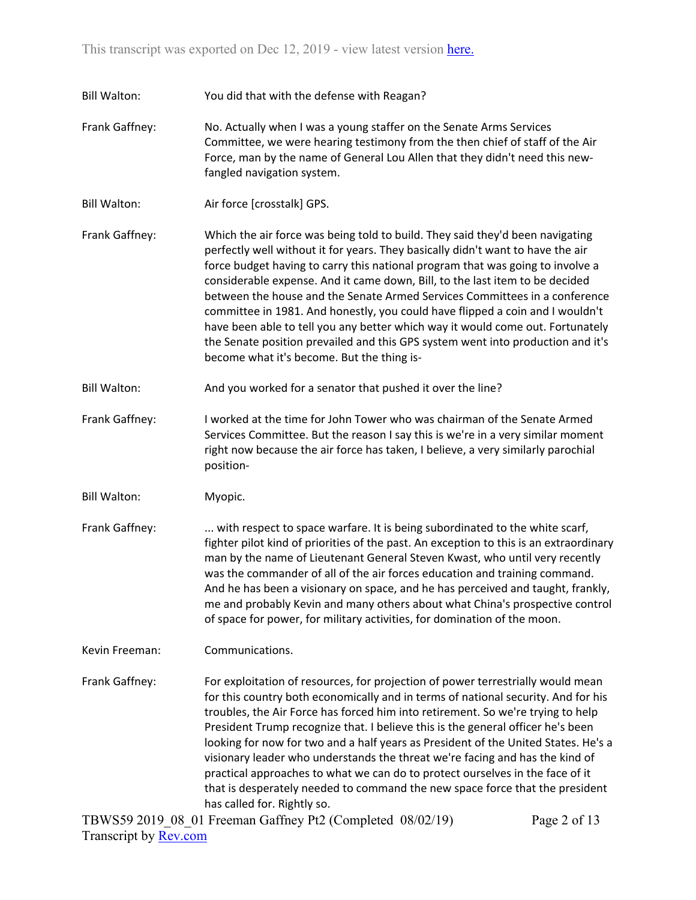Bill Walton: You did that with the defense with Reagan?

Frank Gaffney: No. Actually when I was a young staffer on the Senate Arms Services Committee, we were hearing testimony from the then chief of staff of the Air Force, man by the name of General Lou Allen that they didn't need this new-fangled navigation system.

Bill Walton: Air force [crosstalk] GPS.

Frank Gaffney: Which the air force was being told to build. They said they'd been navigating perfectly well without it for years. They basically didn't want to have the air force budget having to carry this national program that was going to involve a considerable expense. And it came down, Bill, to the last item to be decided between the house and the Senate Armed Services Committees in a conference committee in 1981. And honestly, you could have flipped a coin and I wouldn't have been able to tell you any better which way it would come out. Fortunately the Senate position prevailed and this GPS system went into production and it's become what it's become. But the thing is-

Bill Walton: And you worked for a senator that pushed it over the line?

Frank Gaffney: I worked at the time for John Tower who was chairman of the Senate Armed Services Committee. But the reason I say this is we're in a very similar moment right now because the air force has taken, I believe, a very similarly parochial position-

Bill Walton: Myopic.

Frank Gaffney: ... with respect to space warfare. It is being subordinated to the white scarf, fighter pilot kind of priorities of the past. An exception to this is an extraordinary man by the name of Lieutenant General Steven Kwast, who until very recently was the commander of all of the air forces education and training command. And he has been a visionary on space, and he has perceived and taught, frankly, me and probably Kevin and many others about what China's prospective control of space for power, for military activities, for domination of the moon.

Kevin Freeman: Communications.

Frank Gaffney: For exploitation of resources, for projection of power terrestrially would mean for this country both economically and in terms of national security. And for his troubles, the Air Force has forced him into retirement. So we're trying to help President Trump recognize that. I believe this is the general officer he's been looking for now for two and a half years as President of the United States. He's a visionary leader who understands the threat we're facing and has the kind of practical approaches to what we can do to protect ourselves in the face of it that is desperately needed to command the new space force that the president has called for. Rightly so.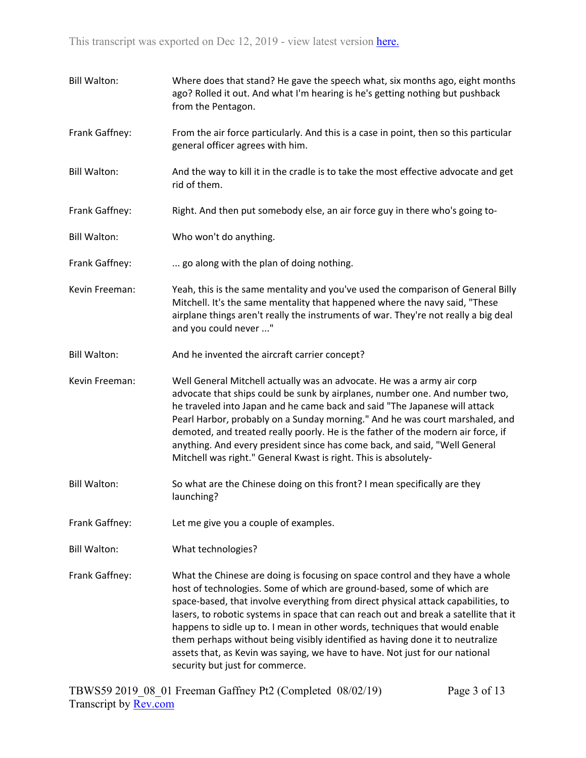Bill Walton: Where does that stand? He gave the speech what, six months ago, eight months ago? Rolled it out. And what I'm hearing is he's getting nothing but pushback from the Pentagon.

Frank Gaffney: From the air force particularly. And this is a case in point, then so this particular general officer agrees with him.

Bill Walton: And the way to kill it in the cradle is to take the most effective advocate and get rid of them.

Frank Gaffney: Right. And then put somebody else, an air force guy in there who's going to-

Bill Walton: Who won't do anything.

Frank Gaffney: ... go along with the plan of doing nothing.

Kevin Freeman: Yeah, this is the same mentality and you've used the comparison of General Billy Mitchell. It's the same mentality that happened where the navy said, "These airplane things aren't really the instruments of war. They're not really a big deal and you could never ..."

Bill Walton: And he invented the aircraft carrier concept?

Kevin Freeman: Well General Mitchell actually was an advocate. He was a army air corp advocate that ships could be sunk by airplanes, number one. And number two, he traveled into Japan and he came back and said "The Japanese will attack Pearl Harbor, probably on a Sunday morning." And he was court marshaled, and demoted, and treated really poorly. He is the father of the modern air force, if anything. And every president since has come back, and said, "Well General Mitchell was right." General Kwast is right. This is absolutely-

Bill Walton: So what are the Chinese doing on this front? I mean specifically are they launching?

Frank Gaffney: Let me give you a couple of examples.

Bill Walton: What technologies?

Frank Gaffney: What the Chinese are doing is focusing on space control and they have a whole host of technologies. Some of which are ground-based, some of which are space-based, that involve everything from direct physical attack capabilities, to lasers, to robotic systems in space that can reach out and break a satellite that it happens to sidle up to. I mean in other words, techniques that would enable them perhaps without being visibly identified as having done it to neutralize assets that, as Kevin was saying, we have to have. Not just for our national security but just for commerce.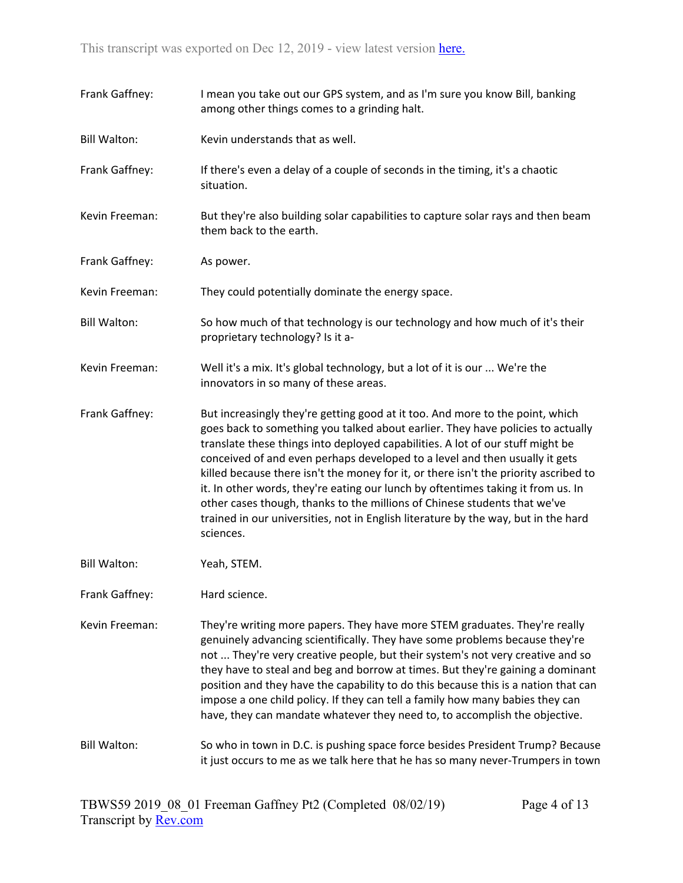Frank Gaffney: I mean you take out our GPS system, and as I'm sure you know Bill, banking among other things comes to a grinding halt.

Bill Walton: Kevin understands that as well.

Frank Gaffney: If there's even a delay of a couple of seconds in the timing, it's a chaotic situation.

Kevin Freeman: But they're also building solar capabilities to capture solar rays and then beam them back to the earth.

Frank Gaffney: As power.

Kevin Freeman: They could potentially dominate the energy space.

Bill Walton: So how much of that technology is our technology and how much of it's their proprietary technology? Is it a-

Kevin Freeman: Well it's a mix. It's global technology, but a lot of it is our ... We're the innovators in so many of these areas.

Frank Gaffney: But increasingly they're getting good at it too. And more to the point, which goes back to something you talked about earlier. They have policies to actually translate these things into deployed capabilities. A lot of our stuff might be conceived of and even perhaps developed to a level and then usually it gets killed because there isn't the money for it, or there isn't the priority ascribed to it. In other words, they're eating our lunch by oftentimes taking it from us. In other cases though, thanks to the millions of Chinese students that we've trained in our universities, not in English literature by the way, but in the hard sciences.

Bill Walton: Yeah, STEM.

Frank Gaffney: Hard science.

Kevin Freeman: They're writing more papers. They have more STEM graduates. They're really genuinely advancing scientifically. They have some problems because they're not ... They're very creative people, but their system's not very creative and so they have to steal and beg and borrow at times. But they're gaining a dominant position and they have the capability to do this because this is a nation that can impose a one child policy. If they can tell a family how many babies they can have, they can mandate whatever they need to, to accomplish the objective.

Bill Walton: So who in town in D.C. is pushing space force besides President Trump? Because it just occurs to me as we talk here that he has so many never-Trumpers in town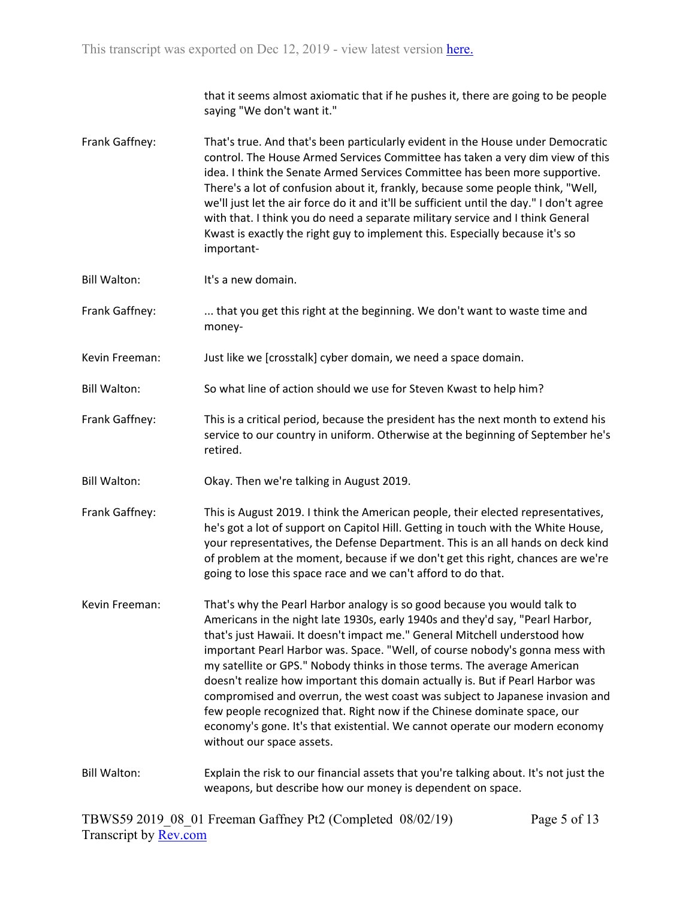that it seems almost axiomatic that if he pushes it, there are going to be people saying "We don't want it."

Frank Gaffney: That's true. And that's been particularly evident in the House under Democratic control. The House Armed Services Committee has taken a very dim view of this idea. I think the Senate Armed Services Committee has been more supportive. There's a lot of confusion about it, frankly, because some people think, "Well, we'll just let the air force do it and it'll be sufficient until the day." I don't agree with that. I think you do need a separate military service and I think General Kwast is exactly the right guy to implement this. Especially because it's so important-

Bill Walton: It's a new domain.

Frank Gaffney: ... that you get this right at the beginning. We don't want to waste time and money-

Kevin Freeman: Just like we [crosstalk] cyber domain, we need a space domain.

Bill Walton: So what line of action should we use for Steven Kwast to help him?

Frank Gaffney: This is a critical period, because the president has the next month to extend his service to our country in uniform. Otherwise at the beginning of September he's retired.

Bill Walton: Okay. Then we're talking in August 2019.

Frank Gaffney: This is August 2019. I think the American people, their elected representatives, he's got a lot of support on Capitol Hill. Getting in touch with the White House, your representatives, the Defense Department. This is an all hands on deck kind of problem at the moment, because if we don't get this right, chances are we're going to lose this space race and we can't afford to do that.

Kevin Freeman: That's why the Pearl Harbor analogy is so good because you would talk to Americans in the night late 1930s, early 1940s and they'd say, "Pearl Harbor, that's just Hawaii. It doesn't impact me." General Mitchell understood how important Pearl Harbor was. Space. "Well, of course nobody's gonna mess with my satellite or GPS." Nobody thinks in those terms. The average American doesn't realize how important this domain actually is. But if Pearl Harbor was compromised and overrun, the west coast was subject to Japanese invasion and few people recognized that. Right now if the Chinese dominate space, our economy's gone. It's that existential. We cannot operate our modern economy without our space assets.

Bill Walton: Explain the risk to our financial assets that you're talking about. It's not just the weapons, but describe how our money is dependent on space.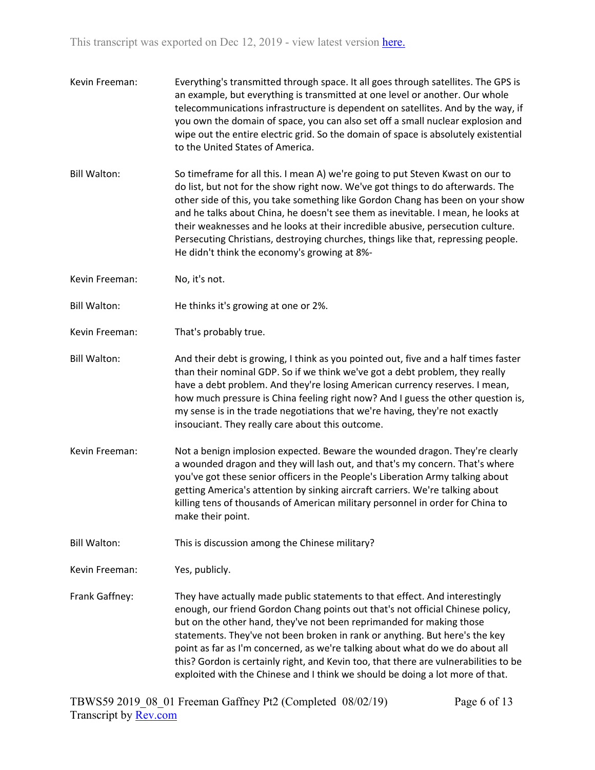Kevin Freeman: Everything's transmitted through space. It all goes through satellites. The GPS is an example, but everything is transmitted at one level or another. Our whole telecommunications infrastructure is dependent on satellites. And by the way, if you own the domain of space, you can also set off a small nuclear explosion and wipe out the entire electric grid. So the domain of space is absolutely existential to the United States of America.

Bill Walton: So timeframe for all this. I mean A) we're going to put Steven Kwast on our to do list, but not for the show right now. We've got things to do afterwards. The other side of this, you take something like Gordon Chang has been on your show and he talks about China, he doesn't see them as inevitable. I mean, he looks at their weaknesses and he looks at their incredible abusive, persecution culture. Persecuting Christians, destroying churches, things like that, repressing people. He didn't think the economy's growing at 8%-

Kevin Freeman: No, it's not.

Bill Walton: He thinks it's growing at one or 2%.

Kevin Freeman: That's probably true.

Bill Walton: And their debt is growing, I think as you pointed out, five and a half times faster than their nominal GDP. So if we think we've got a debt problem, they really have a debt problem. And they're losing American currency reserves. I mean, how much pressure is China feeling right now? And I guess the other question is, my sense is in the trade negotiations that we're having, they're not exactly insouciant. They really care about this outcome.

Kevin Freeman: Not a benign implosion expected. Beware the wounded dragon. They're clearly a wounded dragon and they will lash out, and that's my concern. That's where you've got these senior officers in the People's Liberation Army talking about getting America's attention by sinking aircraft carriers. We're talking about killing tens of thousands of American military personnel in order for China to make their point.

Bill Walton: This is discussion among the Chinese military?

Kevin Freeman: Yes, publicly.

Frank Gaffney: They have actually made public statements to that effect. And interestingly enough, our friend Gordon Chang points out that's not official Chinese policy, but on the other hand, they've not been reprimanded for making those statements. They've not been broken in rank or anything. But here's the key point as far as I'm concerned, as we're talking about what do we do about all this? Gordon is certainly right, and Kevin too, that there are vulnerabilities to be exploited with the Chinese and I think we should be doing a lot more of that.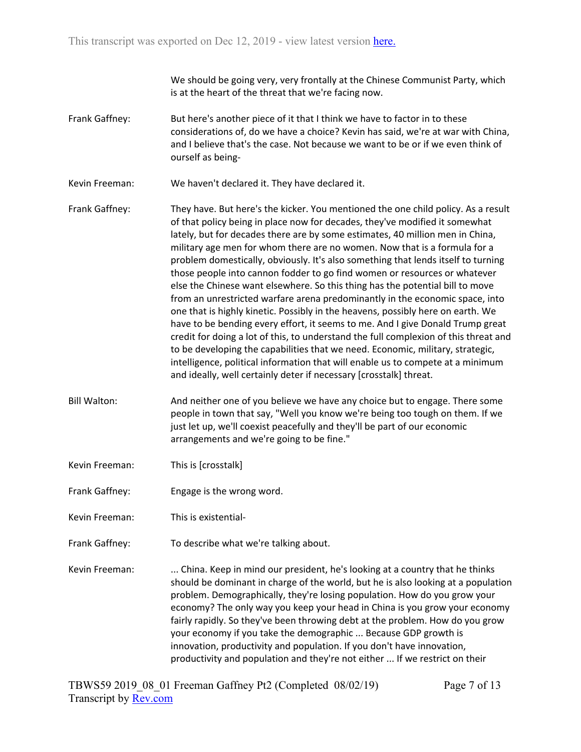We should be going very, very frontally at the Chinese Communist Party, which is at the heart of the threat that we're facing now.

Frank Gaffney: But here's another piece of it that I think we have to factor in to these considerations of, do we have a choice? Kevin has said, we're at war with China, and I believe that's the case. Not because we want to be or if we even think of ourself as being-

Kevin Freeman: We haven't declared it. They have declared it.

Frank Gaffney: They have. But here's the kicker. You mentioned the one child policy. As a result of that policy being in place now for decades, they've modified it somewhat lately, but for decades there are by some estimates, 40 million men in China, military age men for whom there are no women. Now that is a formula for a problem domestically, obviously. It's also something that lends itself to turning those people into cannon fodder to go find women or resources or whatever else the Chinese want elsewhere. So this thing has the potential bill to move from an unrestricted warfare arena predominantly in the economic space, into one that is highly kinetic. Possibly in the heavens, possibly here on earth. We have to be bending every effort, it seems to me. And I give Donald Trump great credit for doing a lot of this, to understand the full complexion of this threat and to be developing the capabilities that we need. Economic, military, strategic, intelligence, political information that will enable us to compete at a minimum and ideally, well certainly deter if necessary [crosstalk] threat.

Bill Walton: And neither one of you believe we have any choice but to engage. There some people in town that say, "Well you know we're being too tough on them. If we just let up, we'll coexist peacefully and they'll be part of our economic arrangements and we're going to be fine."

Kevin Freeman: This is [crosstalk]

Frank Gaffney: Engage is the wrong word.

Kevin Freeman: This is existential-

Frank Gaffney: To describe what we're talking about.

Kevin Freeman: ... China. Keep in mind our president, he's looking at a country that he thinks should be dominant in charge of the world, but he is also looking at a population problem. Demographically, they're losing population. How do you grow your economy? The only way you keep your head in China is you grow your economy fairly rapidly. So they've been throwing debt at the problem. How do you grow your economy if you take the demographic ... Because GDP growth is innovation, productivity and population. If you don't have innovation, productivity and population and they're not either ... If we restrict on their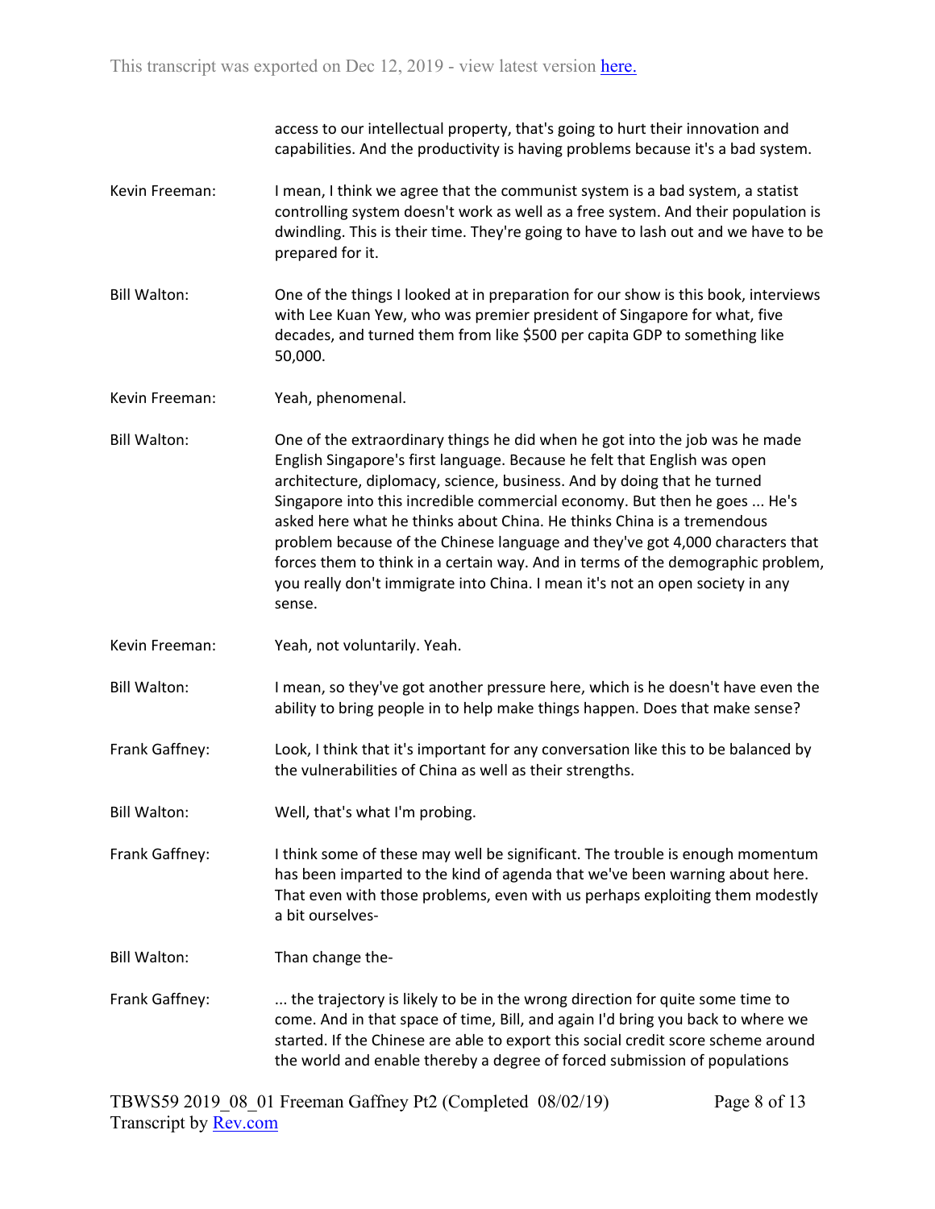access to our intellectual property, that's going to hurt their innovation and capabilities. And the productivity is having problems because it's a bad system.

**Kevin Freeman:** I mean, I think we agree that the communist system is a bad system, a statist controlling system doesn't work as well as a free system. And their population is dwindling. This is their time. They're going to have to lash out and we have to be prepared for it.

**Bill Walton:** One of the things I looked at in preparation for our show is this book, interviews with Lee Kuan Yew, who was premier president of Singapore for what, five decades, and turned them from like $500 per capita GDP to something like 50,000.

**Kevin Freeman:** Yeah, phenomenal.

**Bill Walton:** One of the extraordinary things he did when he got into the job was he made English Singapore's first language. Because he felt that English was open architecture, diplomacy, science, business. And by doing that he turned Singapore into this incredible commercial economy. But then he goes ... He's asked here what he thinks about China. He thinks China is a tremendous problem because of the Chinese language and they've got 4,000 characters that forces them to think in a certain way. And in terms of the demographic problem, you really don't immigrate into China. I mean it's not an open society in any sense.

**Kevin Freeman:** Yeah, not voluntarily. Yeah.

**Bill Walton:** I mean, so they've got another pressure here, which is he doesn't have even the ability to bring people in to help make things happen. Does that make sense?

**Frank Gaffney:** Look, I think that it's important for any conversation like this to be balanced by the vulnerabilities of China as well as their strengths.

**Bill Walton:** Well, that's what I'm probing.

**Frank Gaffney:** I think some of these may well be significant. The trouble is enough momentum has been imparted to the kind of agenda that we've been warning about here. That even with those problems, even with us perhaps exploiting them modestly a bit ourselves-

**Bill Walton:** Than change the-

**Frank Gaffney:** ... the trajectory is likely to be in the wrong direction for quite some time to come. And in that space of time, Bill, and again I'd bring you back to where we started. If the Chinese are able to export this social credit score scheme around the world and enable thereby a degree of forced submission of populations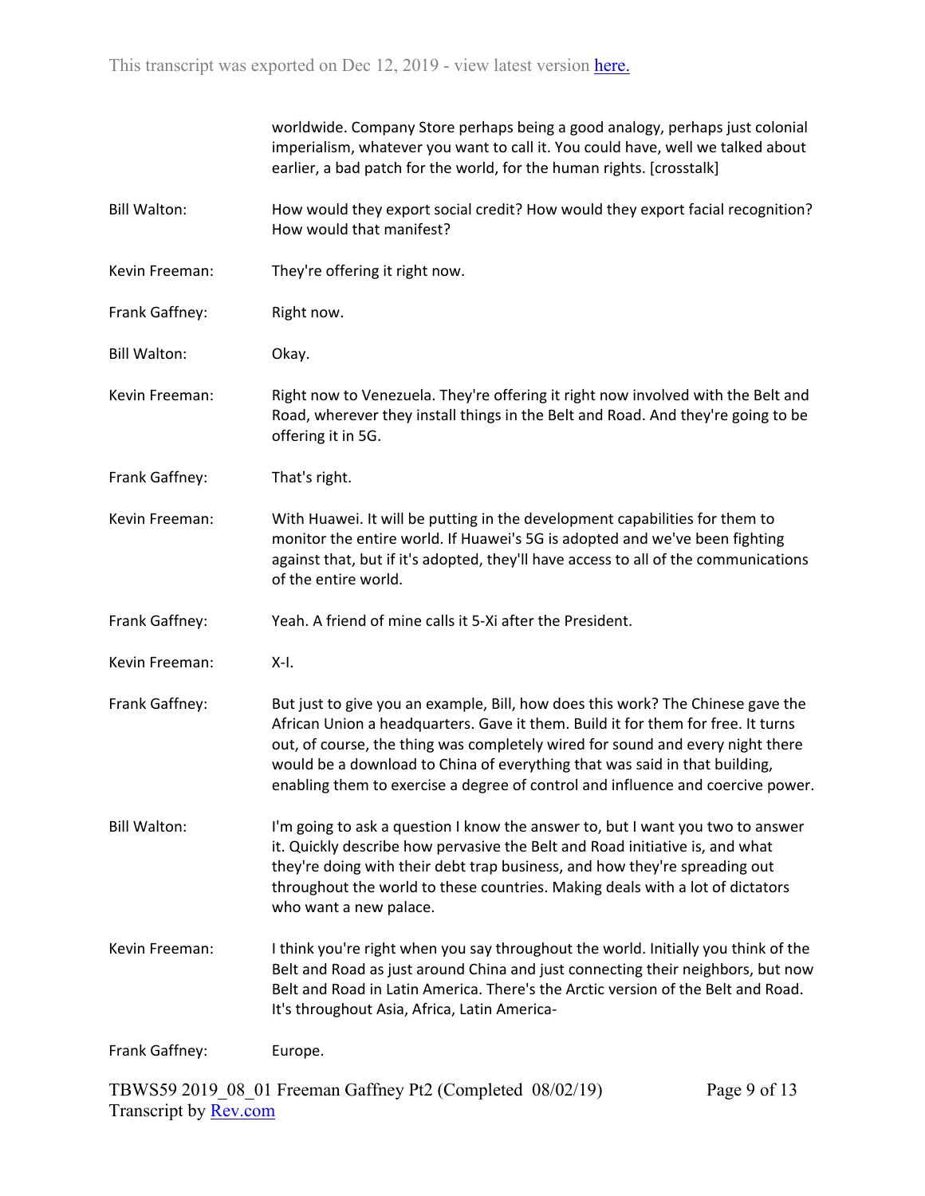worldwide. Company Store perhaps being a good analogy, perhaps just colonial imperialism, whatever you want to call it. You could have, well we talked about earlier, a bad patch for the world, for the human rights. [crosstalk]

**Bill Walton:** How would they export social credit? How would they export facial recognition? How would that manifest?

**Kevin Freeman:** They're offering it right now.

**Frank Gaffney:** Right now.

**Bill Walton:** Okay.

**Kevin Freeman:** Right now to Venezuela. They're offering it right now involved with the Belt and Road, wherever they install things in the Belt and Road. And they're going to be offering it in 5G.

**Frank Gaffney:** That's right.

**Kevin Freeman:** With Huawei. It will be putting in the development capabilities for them to monitor the entire world. If Huawei's 5G is adopted and we've been fighting against that, but if it's adopted, they'll have access to all of the communications of the entire world.

**Frank Gaffney:** Yeah. A friend of mine calls it 5-Xi after the President.

**Kevin Freeman:** X-I.

**Frank Gaffney:** But just to give you an example, Bill, how does this work? The Chinese gave the African Union a headquarters. Gave it them. Build it for them for free. It turns out, of course, the thing was completely wired for sound and every night there would be a download to China of everything that was said in that building, enabling them to exercise a degree of control and influence and coercive power.

**Bill Walton:** I'm going to ask a question I know the answer to, but I want you two to answer it. Quickly describe how pervasive the Belt and Road initiative is, and what they're doing with their debt trap business, and how they're spreading out throughout the world to these countries. Making deals with a lot of dictators who want a new palace.

**Kevin Freeman:** I think you're right when you say throughout the world. Initially you think of the Belt and Road as just around China and just connecting their neighbors, but now Belt and Road in Latin America. There's the Arctic version of the Belt and Road. It's throughout Asia, Africa, Latin America-

**Frank Gaffney:** Europe.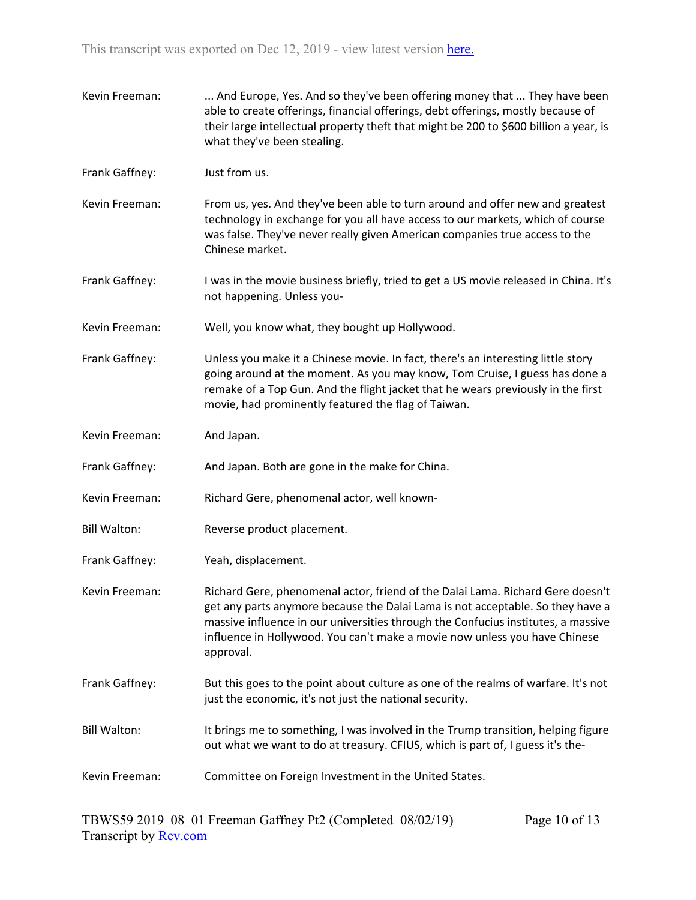Kevin Freeman: ... And Europe, Yes. And so they've been offering money that ... They have been able to create offerings, financial offerings, debt offerings, mostly because of their large intellectual property theft that might be 200 to $600 billion a year, is what they've been stealing.

Frank Gaffney: Just from us.

Kevin Freeman: From us, yes. And they've been able to turn around and offer new and greatest technology in exchange for you all have access to our markets, which of course was false. They've never really given American companies true access to the Chinese market.

Frank Gaffney: I was in the movie business briefly, tried to get a US movie released in China. It's not happening. Unless you-

Kevin Freeman: Well, you know what, they bought up Hollywood.

Frank Gaffney: Unless you make it a Chinese movie. In fact, there's an interesting little story going around at the moment. As you may know, Tom Cruise, I guess has done a remake of a Top Gun. And the flight jacket that he wears previously in the first movie, had prominently featured the flag of Taiwan.

Kevin Freeman: And Japan.

Frank Gaffney: And Japan. Both are gone in the make for China.

Kevin Freeman: Richard Gere, phenomenal actor, well known-

Bill Walton: Reverse product placement.

Frank Gaffney: Yeah, displacement.

Kevin Freeman: Richard Gere, phenomenal actor, friend of the Dalai Lama. Richard Gere doesn't get any parts anymore because the Dalai Lama is not acceptable. So they have a massive influence in our universities through the Confucius institutes, a massive influence in Hollywood. You can't make a movie now unless you have Chinese approval.

Frank Gaffney: But this goes to the point about culture as one of the realms of warfare. It's not just the economic, it's not just the national security.

Bill Walton: It brings me to something, I was involved in the Trump transition, helping figure out what we want to do at treasury. CFIUS, which is part of, I guess it's the-

Kevin Freeman: Committee on Foreign Investment in the United States.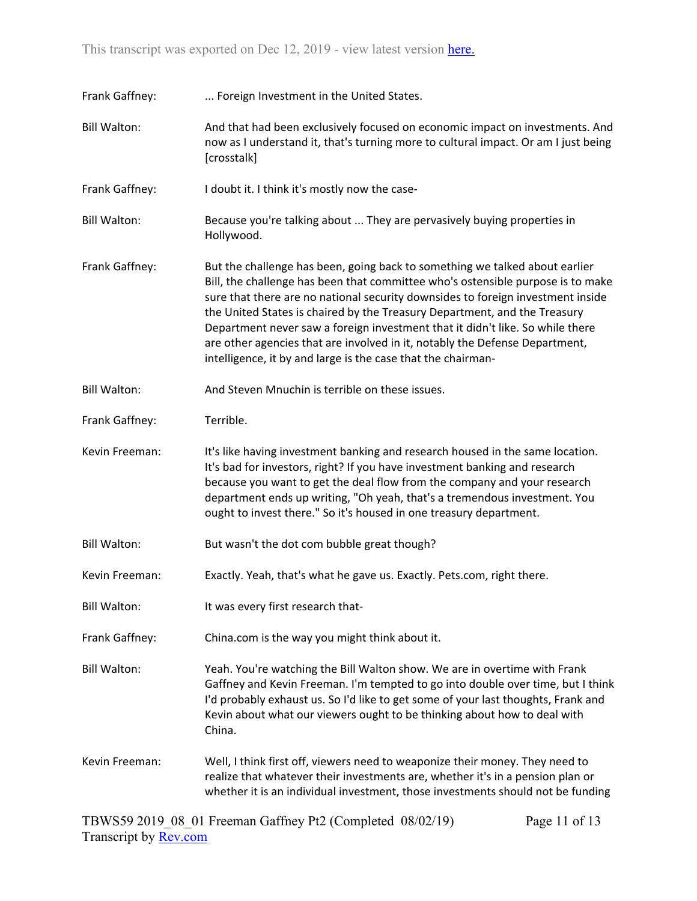Frank Gaffney: ... Foreign Investment in the United States.

Bill Walton: And that had been exclusively focused on economic impact on investments. And now as I understand it, that's turning more to cultural impact. Or am I just being [crosstalk]

Frank Gaffney: I doubt it. I think it's mostly now the case-

Bill Walton: Because you're talking about ... They are pervasively buying properties in Hollywood.

Frank Gaffney: But the challenge has been, going back to something we talked about earlier Bill, the challenge has been that committee who's ostensible purpose is to make sure that there are no national security downsides to foreign investment inside the United States is chaired by the Treasury Department, and the Treasury Department never saw a foreign investment that it didn't like. So while there are other agencies that are involved in it, notably the Defense Department, intelligence, it by and large is the case that the chairman-

Bill Walton: And Steven Mnuchin is terrible on these issues.

Frank Gaffney: Terrible.

Kevin Freeman: It's like having investment banking and research housed in the same location. It's bad for investors, right? If you have investment banking and research because you want to get the deal flow from the company and your research department ends up writing, "Oh yeah, that's a tremendous investment. You ought to invest there." So it's housed in one treasury department.

Bill Walton: But wasn't the dot com bubble great though?

Kevin Freeman: Exactly. Yeah, that's what he gave us. Exactly. Pets.com, right there.

Bill Walton: It was every first research that-

Frank Gaffney: China.com is the way you might think about it.

Bill Walton: Yeah. You're watching the Bill Walton show. We are in overtime with Frank Gaffney and Kevin Freeman. I'm tempted to go into double over time, but I think I'd probably exhaust us. So I'd like to get some of your last thoughts, Frank and Kevin about what our viewers ought to be thinking about how to deal with China.

Kevin Freeman: Well, I think first off, viewers need to weaponize their money. They need to realize that whatever their investments are, whether it's in a pension plan or whether it is an individual investment, those investments should not be funding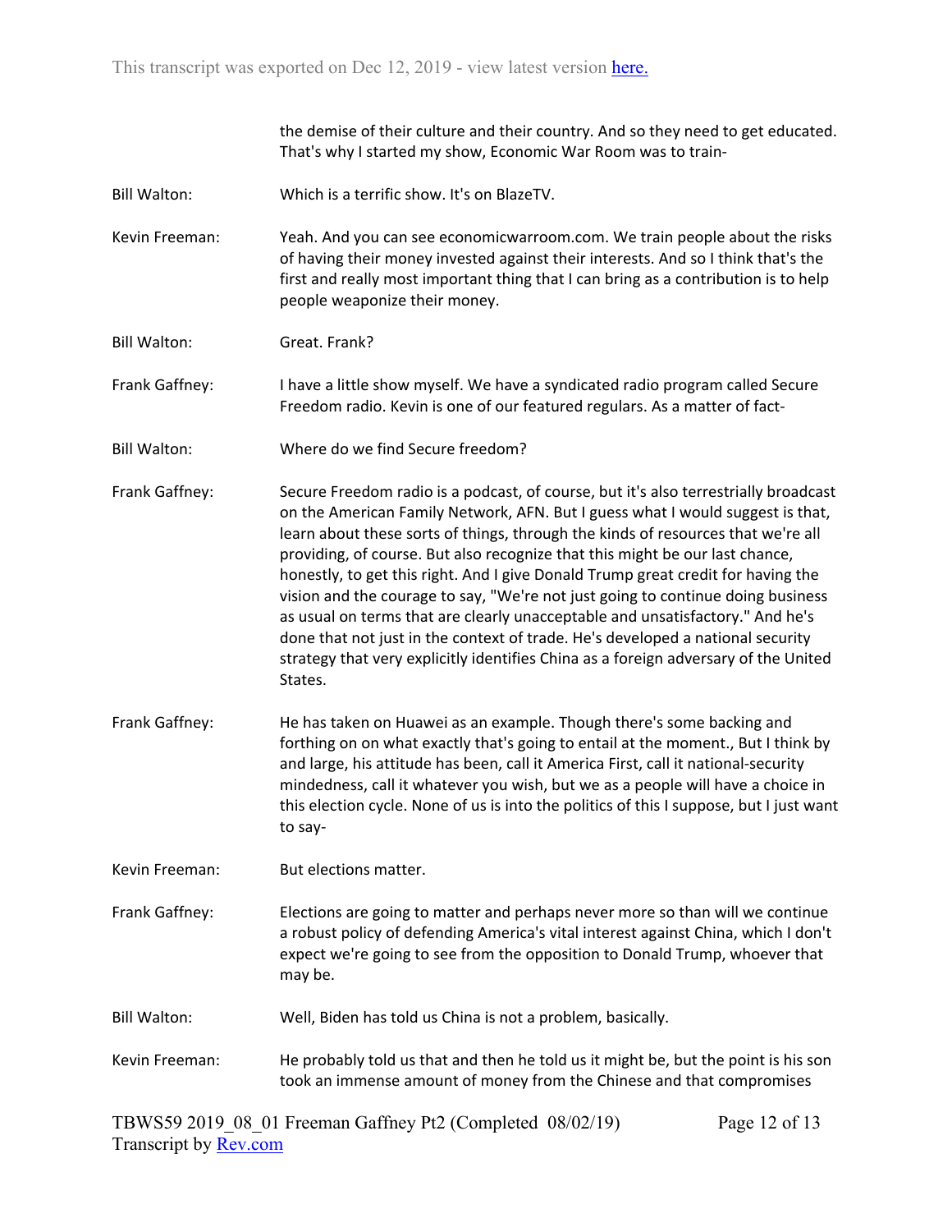the demise of their culture and their country. And so they need to get educated. That's why I started my show, Economic War Room was to train-

Bill Walton: Which is a terrific show. It's on BlazeTV.

Kevin Freeman: Yeah. And you can see economicwarroom.com. We train people about the risks of having their money invested against their interests. And so I think that's the first and really most important thing that I can bring as a contribution is to help people weaponize their money.

Bill Walton: Great. Frank?

Frank Gaffney: I have a little show myself. We have a syndicated radio program called Secure Freedom radio. Kevin is one of our featured regulars. As a matter of fact-

Bill Walton: Where do we find Secure freedom?

Frank Gaffney: Secure Freedom radio is a podcast, of course, but it's also terrestrially broadcast on the American Family Network, AFN. But I guess what I would suggest is that, learn about these sorts of things, through the kinds of resources that we're all providing, of course. But also recognize that this might be our last chance, honestly, to get this right. And I give Donald Trump great credit for having the vision and the courage to say, "We're not just going to continue doing business as usual on terms that are clearly unacceptable and unsatisfactory." And he's done that not just in the context of trade. He's developed a national security strategy that very explicitly identifies China as a foreign adversary of the United States.

Frank Gaffney: He has taken on Huawei as an example. Though there's some backing and forthing on on what exactly that's going to entail at the moment., But I think by and large, his attitude has been, call it America First, call it national-security mindedness, call it whatever you wish, but we as a people will have a choice in this election cycle. None of us is into the politics of this I suppose, but I just want to say-

Kevin Freeman: But elections matter.

Frank Gaffney: Elections are going to matter and perhaps never more so than will we continue a robust policy of defending America's vital interest against China, which I don't expect we're going to see from the opposition to Donald Trump, whoever that may be.

Bill Walton: Well, Biden has told us China is not a problem, basically.

Kevin Freeman: He probably told us that and then he told us it might be, but the point is his son took an immense amount of money from the Chinese and that compromises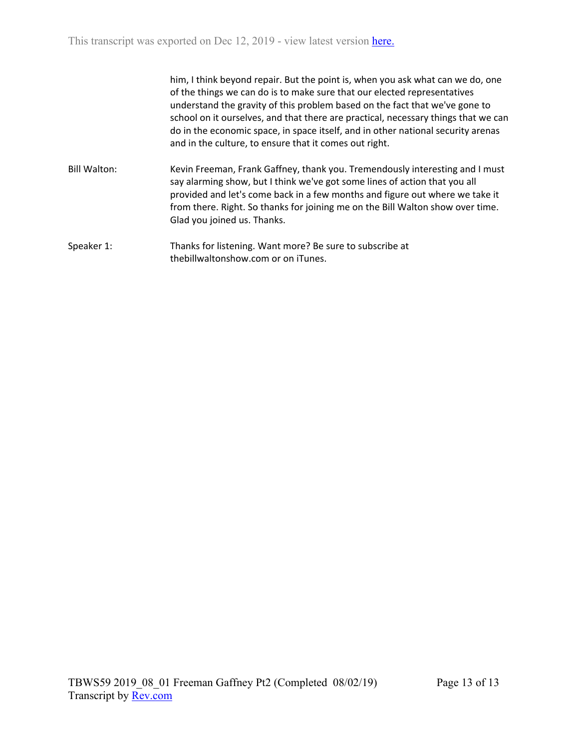him, I think beyond repair. But the point is, when you ask what can we do, one of the things we can do is to make sure that our elected representatives understand the gravity of this problem based on the fact that we've gone to school on it ourselves, and that there are practical, necessary things that we can do in the economic space, in space itself, and in other national security arenas and in the culture, to ensure that it comes out right.

Bill Walton: Kevin Freeman, Frank Gaffney, thank you. Tremendously interesting and I must say alarming show, but I think we've got some lines of action that you all provided and let's come back in a few months and figure out where we take it from there. Right. So thanks for joining me on the Bill Walton show over time. Glad you joined us. Thanks.

Speaker 1: Thanks for listening. Want more? Be sure to subscribe at thebillwaltonshow.com or on iTunes.